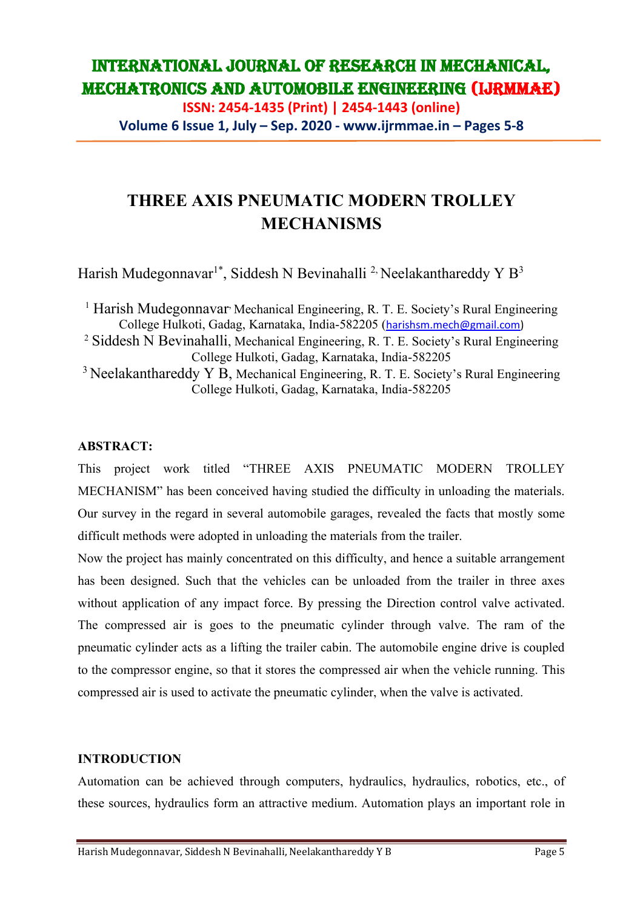# THREE AXIS PNEUMATIC MODERN TROLLEY MECHANISMS

Harish Mudegonnavar[1*], Siddesh N Bevinahalli [2], Neelakanthareddy Y B[3]

[1] Harish Mudegonnavar, Mechanical Engineering, R. T. E. Society's Rural Engineering College Hulkoti, Gadag, Karnataka, India-582205 (harishsm.mech@gmail.com)

[2] Siddesh N Bevinahalli, Mechanical Engineering, R. T. E. Society's Rural Engineering College Hulkoti, Gadag, Karnataka, India-582205

[3] Neelakanthareddy Y B, Mechanical Engineering, R. T. E. Society's Rural Engineering College Hulkoti, Gadag, Karnataka, India-582205

## ABSTRACT:

This project work titled "THREE AXIS PNEUMATIC MODERN TROLLEY MECHANISM" has been conceived having studied the difficulty in unloading the materials. Our survey in the regard in several automobile garages, revealed the facts that mostly some difficult methods were adopted in unloading the materials from the trailer.

Now the project has mainly concentrated on this difficulty, and hence a suitable arrangement has been designed. Such that the vehicles can be unloaded from the trailer in three axes without application of any impact force. By pressing the Direction control valve activated. The compressed air is goes to the pneumatic cylinder through valve. The ram of the pneumatic cylinder acts as a lifting the trailer cabin. The automobile engine drive is coupled to the compressor engine, so that it stores the compressed air when the vehicle running. This compressed air is used to activate the pneumatic cylinder, when the valve is activated.

## INTRODUCTION

Automation can be achieved through computers, hydraulics, hydraulics, robotics, etc., of these sources, hydraulics form an attractive medium. Automation plays an important role in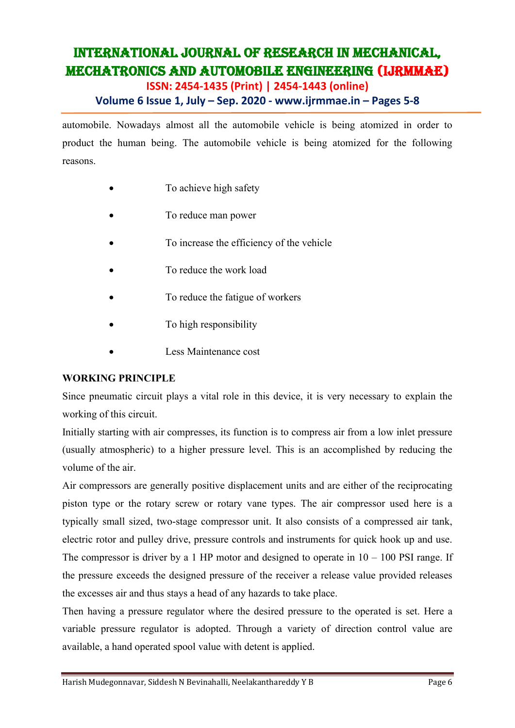automobile. Nowadays almost all the automobile vehicle is being atomized in order to product the human being. The automobile vehicle is being atomized for the following reasons.

- To achieve high safety
- To reduce man power
- To increase the efficiency of the vehicle
- To reduce the work load
- To reduce the fatigue of workers
- To high responsibility
- Less Maintenance cost

## WORKING PRINCIPLE

Since pneumatic circuit plays a vital role in this device, it is very necessary to explain the working of this circuit.

Initially starting with air compresses, its function is to compress air from a low inlet pressure (usually atmospheric) to a higher pressure level. This is an accomplished by reducing the volume of the air.

Air compressors are generally positive displacement units and are either of the reciprocating piston type or the rotary screw or rotary vane types. The air compressor used here is a typically small sized, two-stage compressor unit. It also consists of a compressed air tank, electric rotor and pulley drive, pressure controls and instruments for quick hook up and use. The compressor is driver by a 1 HP motor and designed to operate in 10 – 100 PSI range. If the pressure exceeds the designed pressure of the receiver a release value provided releases the excesses air and thus stays a head of any hazards to take place.

Then having a pressure regulator where the desired pressure to the operated is set. Here a variable pressure regulator is adopted. Through a variety of direction control value are available, a hand operated spool value with detent is applied.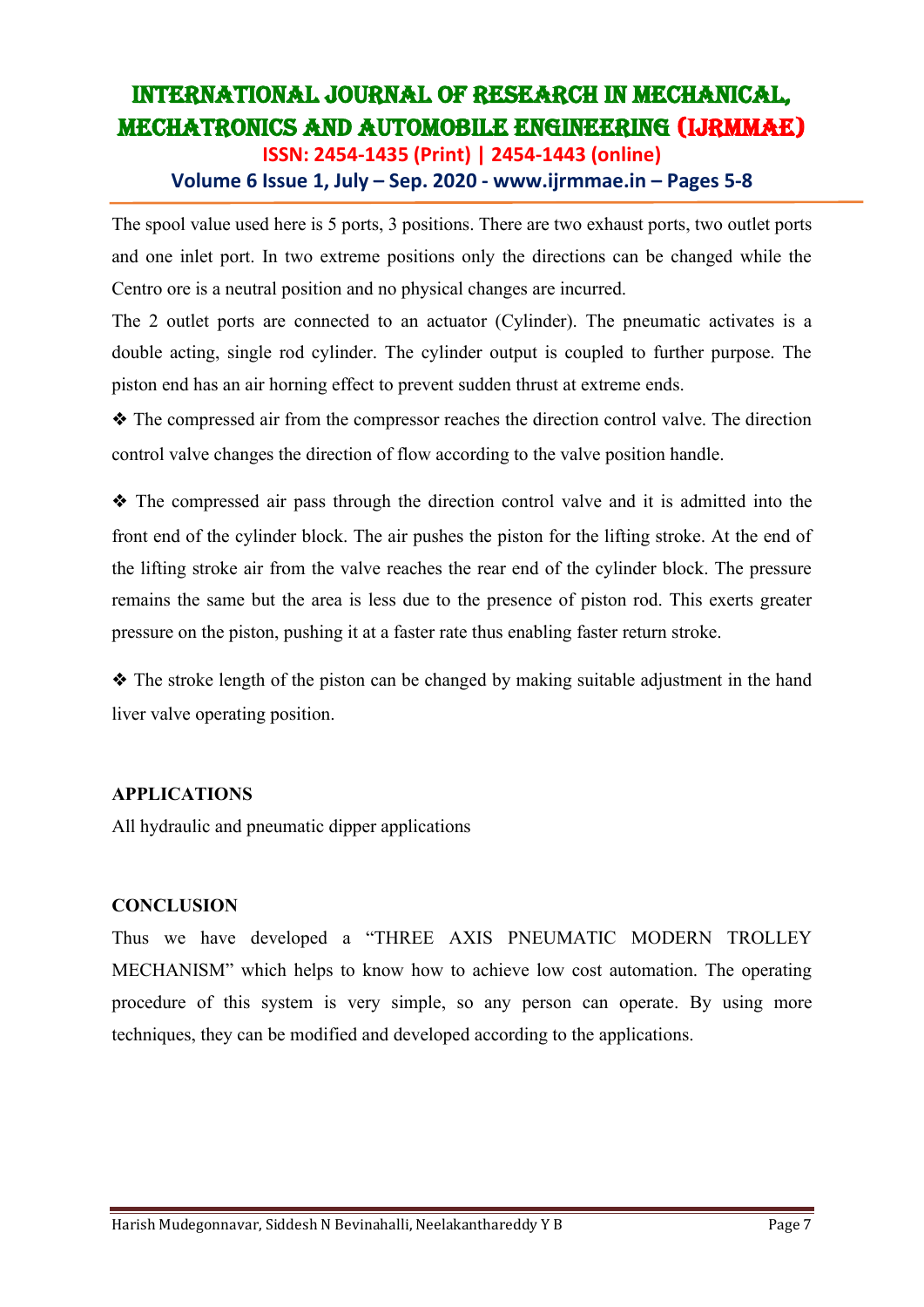The spool value used here is 5 ports, 3 positions. There are two exhaust ports, two outlet ports and one inlet port. In two extreme positions only the directions can be changed while the Centro ore is a neutral position and no physical changes are incurred.

The 2 outlet ports are connected to an actuator (Cylinder). The pneumatic activates is a double acting, single rod cylinder. The cylinder output is coupled to further purpose. The piston end has an air horning effect to prevent sudden thrust at extreme ends.

❖ The compressed air from the compressor reaches the direction control valve. The direction control valve changes the direction of flow according to the valve position handle.

❖ The compressed air pass through the direction control valve and it is admitted into the front end of the cylinder block. The air pushes the piston for the lifting stroke. At the end of the lifting stroke air from the valve reaches the rear end of the cylinder block. The pressure remains the same but the area is less due to the presence of piston rod. This exerts greater pressure on the piston, pushing it at a faster rate thus enabling faster return stroke.

❖ The stroke length of the piston can be changed by making suitable adjustment in the hand liver valve operating position.

## APPLICATIONS

All hydraulic and pneumatic dipper applications

## CONCLUSION

Thus we have developed a "THREE AXIS PNEUMATIC MODERN TROLLEY MECHANISM" which helps to know how to achieve low cost automation. The operating procedure of this system is very simple, so any person can operate. By using more techniques, they can be modified and developed according to the applications.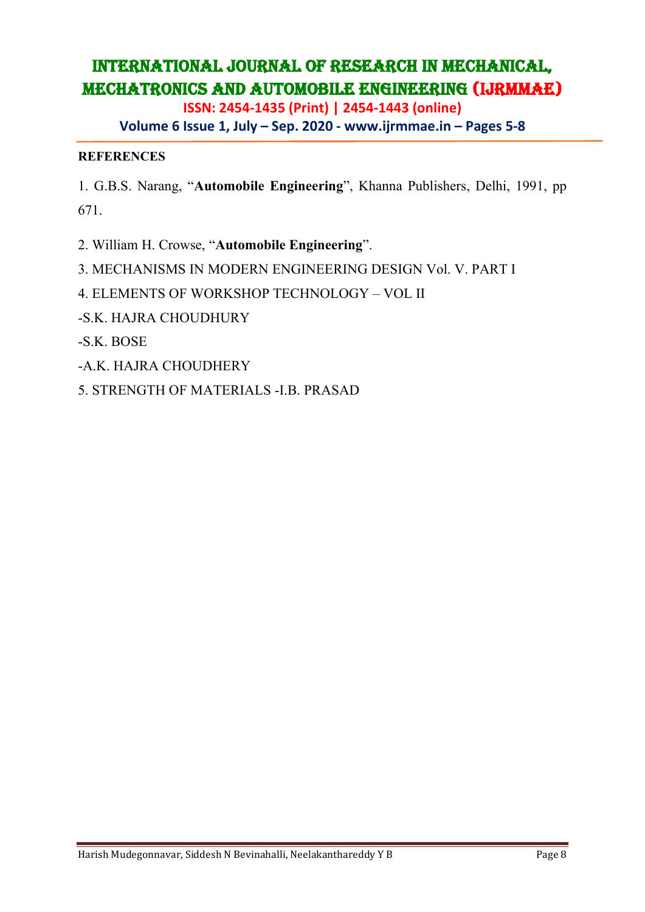**REFERENCES**

1. G.B.S. Narang, "**Automobile Engineering**", Khanna Publishers, Delhi, 1991, pp 671.

2. William H. Crowse, "**Automobile Engineering**".

3. MECHANISMS IN MODERN ENGINEERING DESIGN Vol. V. PART I

4. ELEMENTS OF WORKSHOP TECHNOLOGY – VOL II

-S.K. HAJRA CHOUDHURY

-S.K. BOSE

-A.K. HAJRA CHOUDHERY

5. STRENGTH OF MATERIALS -I.B. PRASAD